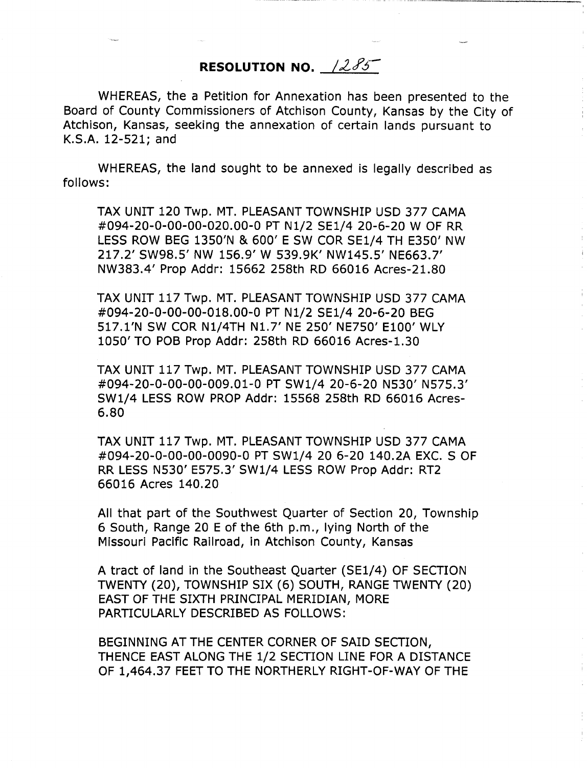# RESOLUTION NO. 1285

WHEREAS, the a Petition for Annexation has been presented to the Board of County Commissioners of Atchison County, Kansas by the City of Atchison, Kansas, seeking the annexation of certain lands pursuant to K.S.A. 12-521; and

WHEREAS, the land sought to be annexed is legally described as follows:

TAX UNIT 120 Twp. MT. PLEASANT TOWNSHIP USD 377 CAMA #094-20-0-00-00-020.00-0 PT N1/2 SE1/4 20-6-20 W OF RR LESS ROW BEG 1350'N & 600' E SW COR SE1/4 TH E350' NW 217.2' SW98.5' NW 156.9' W 539.9K' NW145.5' NE663.7' NW383.4' Prop Addr: 15662 258th RD 66016 Acres-21.80

TAX UNIT 117 Twp. MT. PLEASANT TOWNSHIP USD 377 CAMA #094-20-0-00-00-018.00-0 PT N1/2 SE1/4 20-6-20 BEG 517.1'N SW COR N1/4TH N1.7' NE 250' NE750' E100' WLY 1050' TO POB Prop Addr: 258th RD 66016 Acres-1.30

TAX UNIT 117 Twp. MT. PLEASANT TOWNSHIP USD 377 CAMA #094-20-0-00-00-009.01-0 PT SW1/4 20-6-20 N530' N575.3' SW1/4 LESS ROW PROP Addr: 15568 258th RD 66016 Acres-6.80

TAX UNIT 117 Twp. MT. PLEASANT TOWNSHIP USD 377 CAMA #094-20-0-00-00-0090-0 PT SW1/4 20 6-20 140.2A EXC. S OF RR LESS N530' E575.3' SW1/4 LESS ROW Prop Addr: RT2 66016 Acres 140.20

All that part of the Southwest Quarter of Section 20, Township 6 South, Range 20 E of the 6th p.m., lying North of the Missouri Pacific Railroad, in Atchison County, Kansas

A tract of land in the Southeast Quarter (SE1/4) OF SECTION TWENTY (20), TOWNSHIP SIX (6) SOUTH, RANGE TWENTY (20) EAST OF THE SIXTH PRINCIPAL MERIDIAN, MORE PARTICULARLY DESCRIBED AS FOLLOWS:

BEGINNING AT THE CENTER CORNER OF SAID SECTION, THENCE EAST ALONG THE 1/2 SECTION LINE FOR A DISTANCE OF 1,464.37 FEET TO THE NORTHERLY RIGHT-OF-WAY OF THE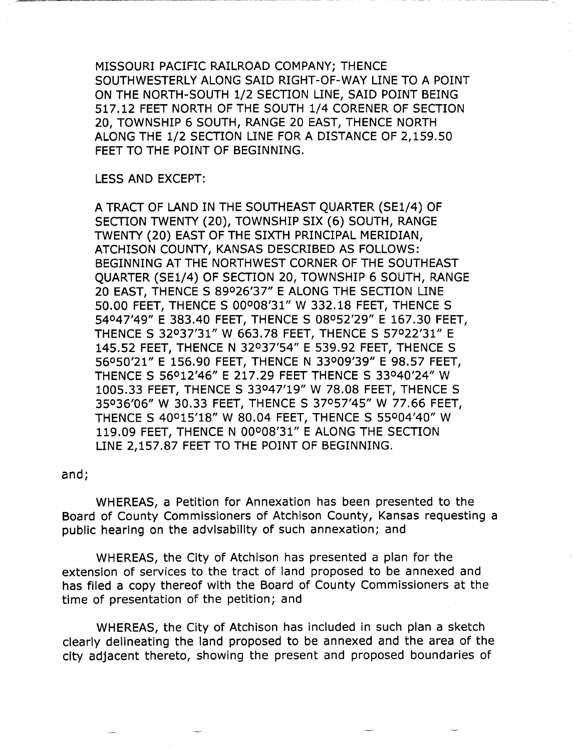MISSOURI PACIFIC RAILROAD COMPANY; THENCE SOUTHWESTERLY ALONG SAID RIGHT-OF-WAY LINE TO A POINT ON THE NORTH-SOUTH 1/2 SECTION LINE, SAID POINT BEING 517.12 FEET NORTH OF THE SOUTH 1/4 CORENER OF SECTION 20, TOWNSHIP 6 SOUTH, RANGE 20 EAST, THENCE NORTH ALONG THE 1/2 SECTION LINE FOR A DISTANCE OF 2,159.50 FEET TO THE POINT OF BEGINNING.

LESS AND EXCEPT:

A TRACT OF LAND IN THE SOUTHEAST QUARTER (SE1/4) OF SECTION TWENTY (20), TOWNSHIP SIX (6) SOUTH, RANGE TWENTY (20) EAST OF THE SIXTH PRINCIPAL MERIDIAN, ATCHISON COUNTY, KANSAS DESCRIBED AS FOLLOWS: BEGINNING AT THE NORTHWEST CORNER OF THE SOUTHEAST QUARTER (SE1/4) OF SECTION 20, TOWNSHIP 6 SOUTH, RANGE 20 EAST, THENCE S 89°26'37" E ALONG THE SECTION LINE 50.00 FEET, THENCE S 00°08'31" W 332.18 FEET, THENCE S 54°47'49" E 383.40 FEET, THENCE S 08°52'29" E 167.30 FEET, THENCE S 32°37'31" W 663.78 FEET, THENCE S 57°22'31" E 145.52 FEET, THENCE N 32°37'54" E 539.92 FEET, THENCE S 56°50'21" E 156.90 FEET, THENCE N 33°09'39" E 98.57 FEET, THENCE S 56°12'46" E 217.29 FEET THENCE S 33°40'24" W 1005.33 FEET, THENCE S 33°47'19" W 78.08 FEET, THENCE S 35°36'06" W 30.33 FEET, THENCE S 37°57'45" W 77.66 FEET, THENCE S 40°15'18" W 80.04 FEET, THENCE S 55°04'40" W 119.09 FEET, THENCE N 00°08'31" E ALONG THE SECTION LINE 2,157.87 FEET TO THE POINT OF BEGINNING.

and;

WHEREAS, a Petition for Annexation has been presented to the Board of County Commissioners of Atchison County, Kansas requesting a public hearing on the advisability of such annexation; and

WHEREAS, the City of Atchison has presented a plan for the extension of services to the tract of land proposed to be annexed and has filed a copy thereof with the Board of County Commissioners at the time of presentation of the petition; and

WHEREAS, the City of Atchison has included in such plan a sketch clearly delineating the land proposed to be annexed and the area of the city adjacent thereto, showing the present and proposed boundaries of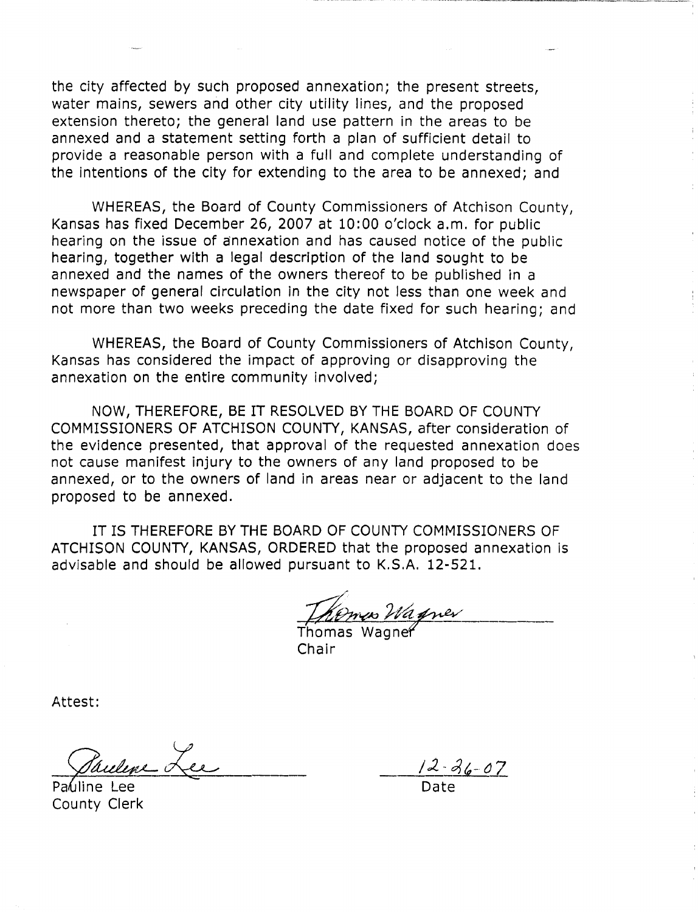the city affected by such proposed annexation; the present streets, water mains, sewers and other city utility lines, and the proposed extension thereto; the general land use pattern in the areas to be annexed and a statement setting forth a plan of sufficient detail to provide a reasonable person with a full and complete understanding of the intentions of the city for extending to the area to be annexed; and

WHEREAS, the Board of County Commissioners of Atchison County, Kansas has fixed December 26, 2007 at 10:00 o'clock a.m. for public hearing on the issue of annexation and has caused notice of the public hearing, together with a legal description of the land sought to be annexed and the names of the owners thereof to be published in a newspaper of general circulation in the city not less than one week and not more than two weeks preceding the date fixed for such hearing; and

WHEREAS, the Board of County Commissioners of Atchison County, Kansas has considered the impact of approving or disapproving the annexation on the entire community involved;

NOW, THEREFORE, BE IT RESOLVED BY THE BOARD OF COUNTY COMMISSIONERS OF ATCHISON COUNTY, KANSAS, after consideration of the evidence presented, that approval of the requested annexation does not cause manifest injury to the owners of any land proposed to be annexed, or to the owners of land in areas near or adjacent to the land proposed to be annexed.

IT IS THEREFORE BY THE BOARD OF COUNTY COMMISSIONERS OF ATCHISON COUNTY, KANSAS, ORDERED that the proposed annexation is advisable and should be allowed pursuant to K.S.A. 12-521.

Thomas Wagner
Thomas Wagner
Chair

Attest:

Pauline Lee
Pauline Lee
County Clerk

12-26-07
Date